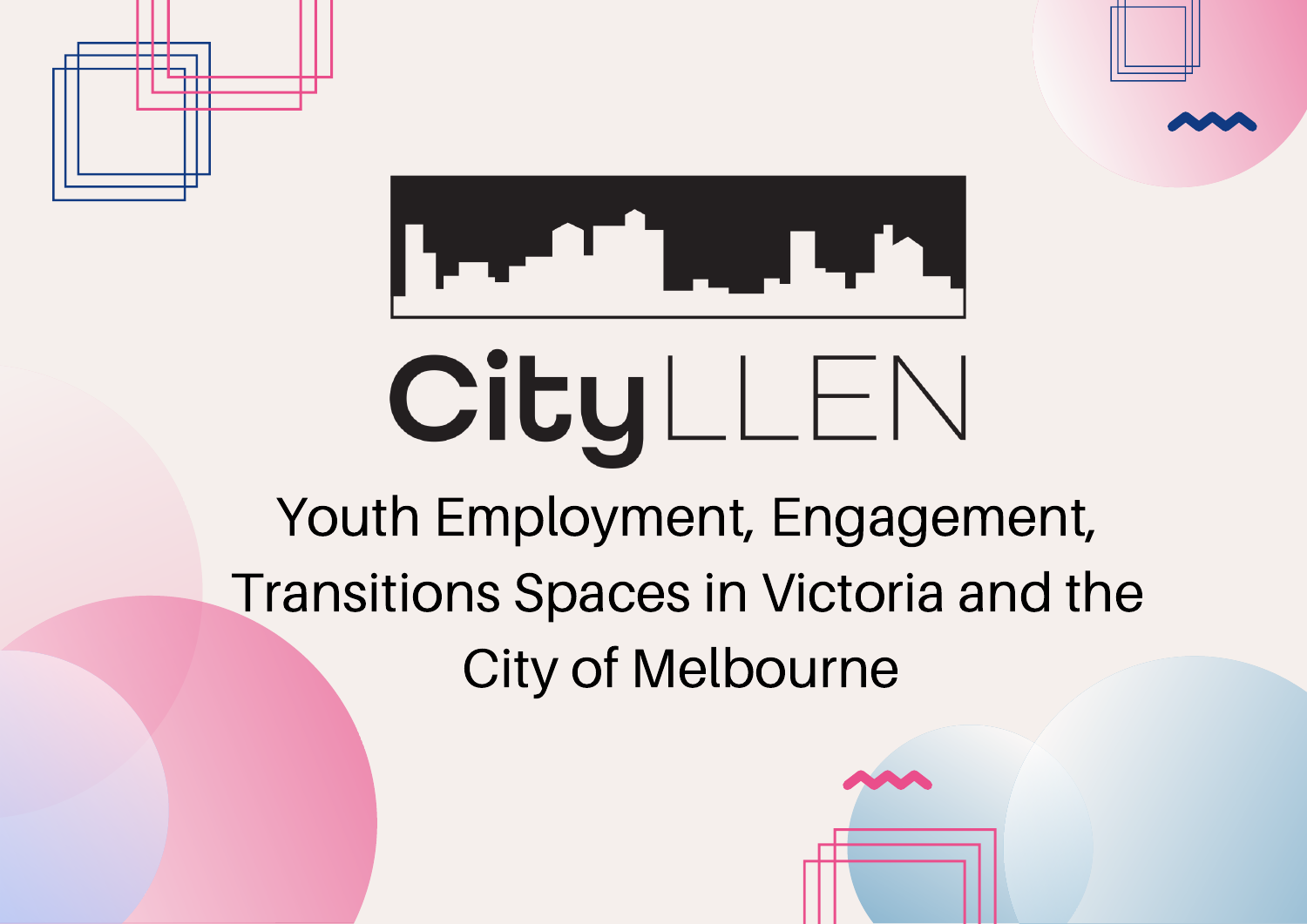CityLLEN

# Youth Employment, Engagement, Transitions Spaces in Victoria and the City of Melbourne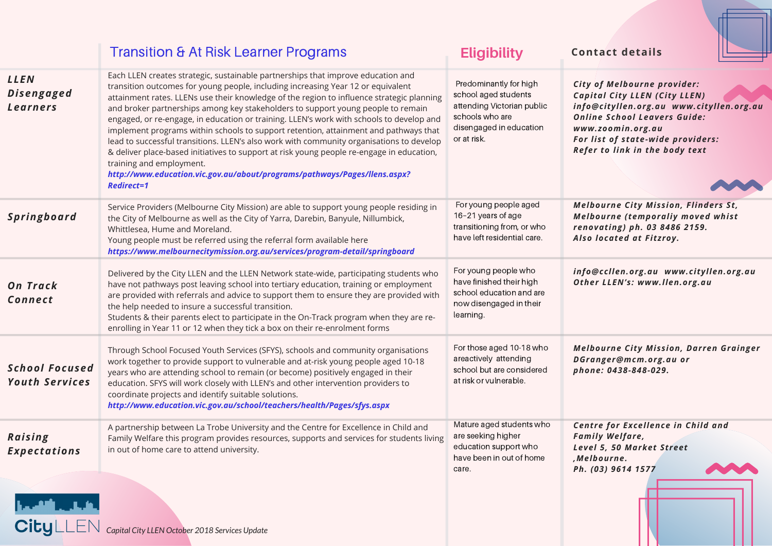| | Transition & At Risk Learner Programs | Eligibility | Contact details |
|---|---|---|---|
| **LLEN Disengaged Learners** | Each LLEN creates strategic, sustainable partnerships that improve education and transition outcomes for young people, including increasing Year 12 or equivalent attainment rates. LLENs use their knowledge of the region to influence strategic planning and broker partnerships among key stakeholders to support young people to remain engaged, or re-engage, in education or training. LLEN's work with schools to develop and implement programs within schools to support retention, attainment and pathways that lead to successful transitions. LLEN's also work with community organisations to develop & deliver place-based initiatives to support at risk young people re-engage in education, training and employment. ***http://www.education.vic.gov.au/about/programs/pathways/Pages/llens.aspx?Redirect=1*** | Predominantly for high school aged students attending Victorian public schools who are disengaged in education or at risk. | ***City of Melbourne provider: Capital City LLEN (City LLEN) info@cityllen.org.au www.cityllen.org.au Online School Leavers Guide: www.zoomin.org.au For list of state-wide providers: Refer to link in the body text*** |
| **Springboard** | Service Providers (Melbourne City Mission) are able to support young people residing in the City of Melbourne as well as the City of Yarra, Darebin, Banyule, Nillumbick, Whittlesea, Hume and Moreland. Young people must be referred using the referral form available here ***https://www.melbournecitymission.org.au/services/program-detail/springboard*** | For young people aged 16–21 years of age transitioning from, or who have left residential care. | ***Melbourne City Mission, Flinders St, Melbourne (temporaliy moved whist renovating) ph. 03 8486 2159. Also located at Fitzroy.*** |
| **On Track Connect** | Delivered by the City LLEN and the LLEN Network state-wide, participating students who have not pathways post leaving school into tertiary education, training or employment are provided with referrals and advice to support them to ensure they are provided with the help needed to insure a successful transition. Students & their parents elect to participate in the On-Track program when they are re-enrolling in Year 11 or 12 when they tick a box on their re-enrolment forms | For young people who have finished their high school education and are now disengaged in their learning. | ***info@ccllen.org.au www.cityllen.org.au Other LLEN's: www.llen.org.au*** |
| **School Focused Youth Services** | Through School Focused Youth Services (SFYS), schools and community organisations work together to provide support to vulnerable and at-risk young people aged 10-18 years who are attending school to remain (or become) positively engaged in their education. SFYS will work closely with LLEN's and other intervention providers to coordinate projects and identify suitable solutions. ***http://www.education.vic.gov.au/school/teachers/health/Pages/sfys.aspx*** | For those aged 10-18 who areactively attending school but are considered at risk or vulnerable. | ***Melbourne City Mission, Darren Grainger DGranger@mcm.org.au or phone: 0438-848-029.*** |
| **Raising Expectations** | A partnership between La Trobe University and the Centre for Excellence in Child and Family Welfare this program provides resources, supports and services for students living in out of home care to attend university. | Mature aged students who are seeking higher education support who have been in out of home care. | ***Centre for Excellence in Child and Family Welfare, Level 5, 50 Market Street ,Melbourne. Ph. (03) 9614 1577*** |

CityLLEN *Capital City LLEN October 2018 Services Update*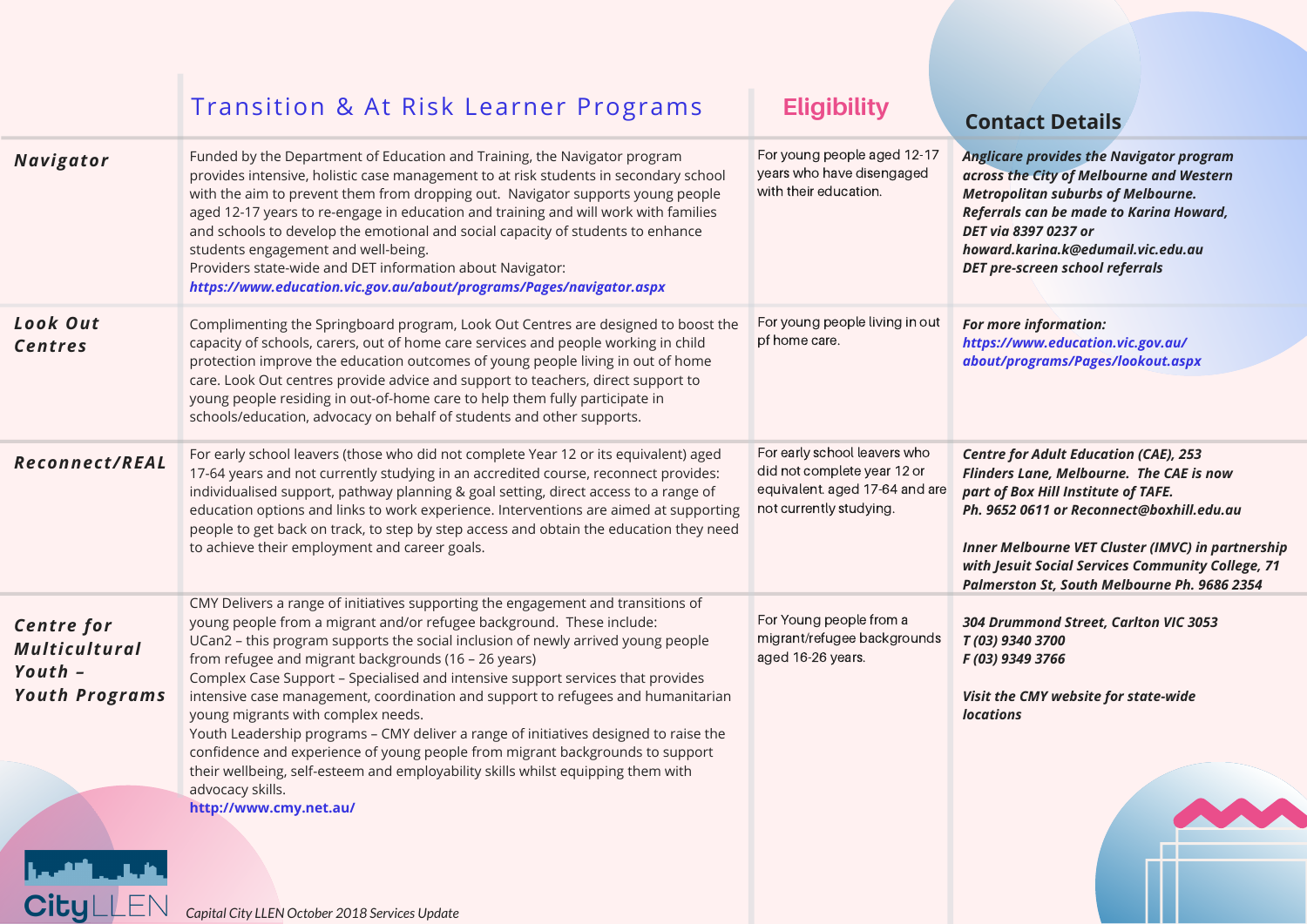| | Transition & At Risk Learner Programs | Eligibility | Contact Details |
|---|---|---|---|
| ***Navigator*** | Funded by the Department of Education and Training, the Navigator program provides intensive, holistic case management to at risk students in secondary school with the aim to prevent them from dropping out. Navigator supports young people aged 12-17 years to re-engage in education and training and will work with families and schools to develop the emotional and social capacity of students to enhance students engagement and well-being.<br>Providers state-wide and DET information about Navigator:<br>***https://www.education.vic.gov.au/about/programs/Pages/navigator.aspx*** | For young people aged 12-17 years who have disengaged with their education. | ***Anglicare provides the Navigator program across the City of Melbourne and Western Metropolitan suburbs of Melbourne. Referrals can be made to Karina Howard, DET via 8397 0237 or howard.karina.k@edumail.vic.edu.au DET pre-screen school referrals*** |
| ***Look Out Centres*** | Complimenting the Springboard program, Look Out Centres are designed to boost the capacity of schools, carers, out of home care services and people working in child protection improve the education outcomes of young people living in out of home care. Look Out centres provide advice and support to teachers, direct support to young people residing in out-of-home care to help them fully participate in schools/education, advocacy on behalf of students and other supports. | For young people living in out pf home care. | ***For more information:***<br>***https://www.education.vic.gov.au/about/programs/Pages/lookout.aspx*** |
| ***Reconnect/REAL*** | For early school leavers (those who did not complete Year 12 or its equivalent) aged 17-64 years and not currently studying in an accredited course, reconnect provides: individualised support, pathway planning & goal setting, direct access to a range of education options and links to work experience. Interventions are aimed at supporting people to get back on track, to step by step access and obtain the education they need to achieve their employment and career goals. | For early school leavers who did not complete year 12 or equivalent. aged 17-64 and are not currently studying. | ***Centre for Adult Education (CAE), 253 Flinders Lane, Melbourne. The CAE is now part of Box Hill Institute of TAFE. Ph. 9652 0611 or Reconnect@boxhill.edu.au***<br><br>***Inner Melbourne VET Cluster (IMVC) in partnership with Jesuit Social Services Community College, 71 Palmerston St, South Melbourne Ph. 9686 2354*** |
| ***Centre for Multicultural Youth – Youth Programs*** | CMY Delivers a range of initiatives supporting the engagement and transitions of young people from a migrant and/or refugee background. These include:<br>UCan2 – this program supports the social inclusion of newly arrived young people from refugee and migrant backgrounds (16 – 26 years)<br>Complex Case Support – Specialised and intensive support services that provides intensive case management, coordination and support to refugees and humanitarian young migrants with complex needs.<br>Youth Leadership programs – CMY deliver a range of initiatives designed to raise the confidence and experience of young people from migrant backgrounds to support their wellbeing, self-esteem and employability skills whilst equipping them with advocacy skills.<br>**http://www.cmy.net.au/** | For Young people from a migrant/refugee backgrounds aged 16-26 years. | ***304 Drummond Street, Carlton VIC 3053***<br>***T (03) 9340 3700***<br>***F (03) 9349 3766***<br><br>***Visit the CMY website for state-wide locations*** |

*Capital City LLEN October 2018 Services Update*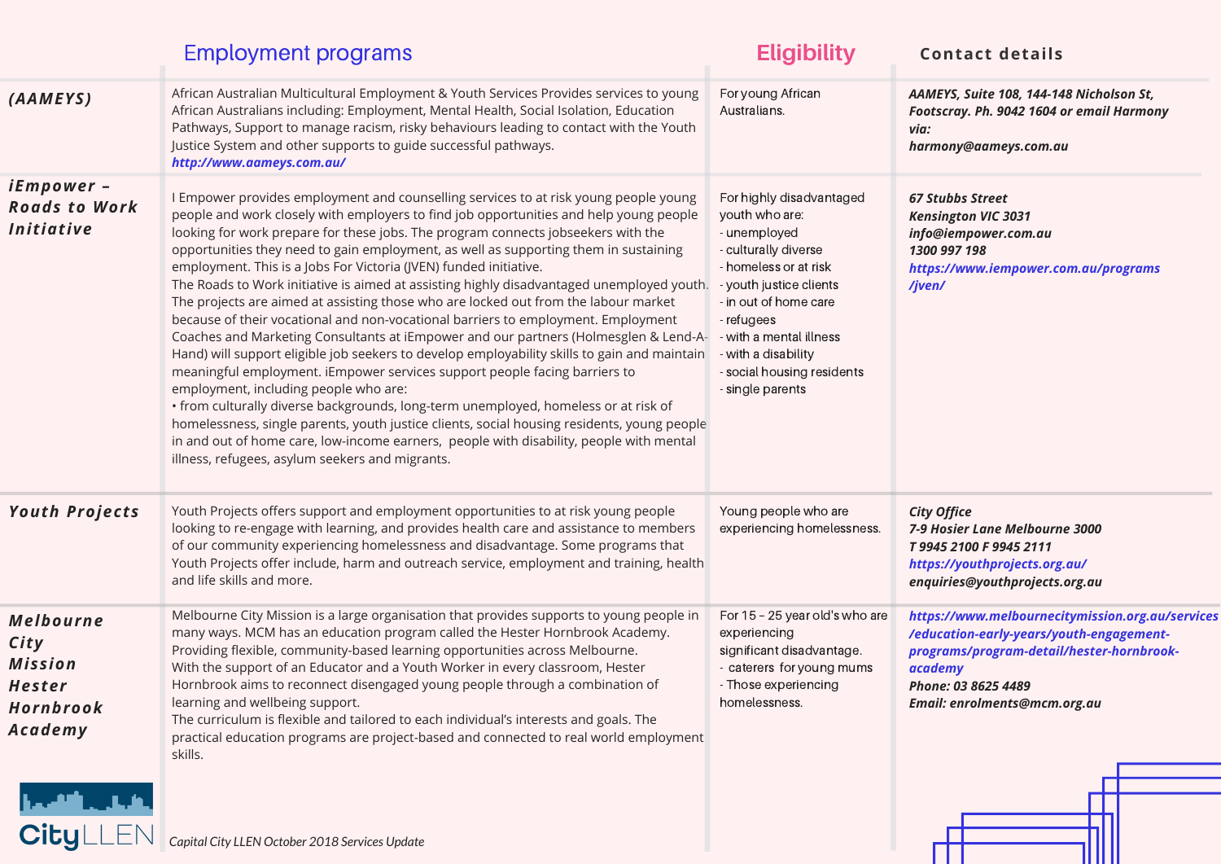| | Employment programs | Eligibility | Contact details |
|---|---|---|---|
| ***(AAMEYS)*** | African Australian Multicultural Employment & Youth Services Provides services to young African Australians including: Employment, Mental Health, Social Isolation, Education Pathways, Support to manage racism, risky behaviours leading to contact with the Youth Justice System and other supports to guide successful pathways. ***http://www.aameys.com.au/*** | For young African Australians. | ***AAMEYS, Suite 108, 144-148 Nicholson St, Footscray. Ph. 9042 1604 or email Harmony via: harmony@aameys.com.au*** |
| ***iEmpower – Roads to Work Initiative*** | I Empower provides employment and counselling services to at risk young people young people and work closely with employers to find job opportunities and help young people looking for work prepare for these jobs. The program connects jobseekers with the opportunities they need to gain employment, as well as supporting them in sustaining employment. This is a Jobs For Victoria (JVEN) funded initiative.<br>The Roads to Work initiative is aimed at assisting highly disadvantaged unemployed youth. The projects are aimed at assisting those who are locked out from the labour market because of their vocational and non-vocational barriers to employment. Employment Coaches and Marketing Consultants at iEmpower and our partners (Holmesglen & Lend-A-Hand) will support eligible job seekers to develop employability skills to gain and maintain meaningful employment. iEmpower services support people facing barriers to employment, including people who are:<br>• from culturally diverse backgrounds, long-term unemployed, homeless or at risk of homelessness, single parents, youth justice clients, social housing residents, young people in and out of home care, low-income earners, people with disability, people with mental illness, refugees, asylum seekers and migrants. | For highly disadvantaged youth who are:<br>- unemployed<br>- culturally diverse<br>- homeless or at risk<br>- youth justice clients<br>- in out of home care<br>- refugees<br>- with a mental illness<br>- with a disability<br>- social housing residents<br>- single parents | ***67 Stubbs Street<br>Kensington VIC 3031<br>info@iempower.com.au<br>1300 997 198<br>https://www.iempower.com.au/programs/jven/*** |
| ***Youth Projects*** | Youth Projects offers support and employment opportunities to at risk young people looking to re-engage with learning, and provides health care and assistance to members of our community experiencing homelessness and disadvantage. Some programs that Youth Projects offer include, harm and outreach service, employment and training, health and life skills and more. | Young people who are experiencing homelessness. | ***City Office<br>7-9 Hosier Lane Melbourne 3000<br>T 9945 2100 F 9945 2111<br>https://youthprojects.org.au/<br>enquiries@youthprojects.org.au*** |
| ***Melbourne City Mission Hester Hornbrook Academy*** | Melbourne City Mission is a large organisation that provides supports to young people in many ways. MCM has an education program called the Hester Hornbrook Academy. Providing flexible, community-based learning opportunities across Melbourne.<br>With the support of an Educator and a Youth Worker in every classroom, Hester Hornbrook aims to reconnect disengaged young people through a combination of learning and wellbeing support.<br>The curriculum is flexible and tailored to each individual's interests and goals. The practical education programs are project-based and connected to real world employment skills. | For 15 – 25 year old's who are experiencing significant disadvantage.<br>- caterers for young mums<br>- Those experiencing homelessness. | ***https://www.melbournecitymission.org.au/services/education-early-years/youth-engagement-programs/program-detail/hester-hornbrook-academy<br>Phone: 03 8625 4489<br>Email: enrolments@mcm.org.au*** |

*Capital City LLEN October 2018 Services Update*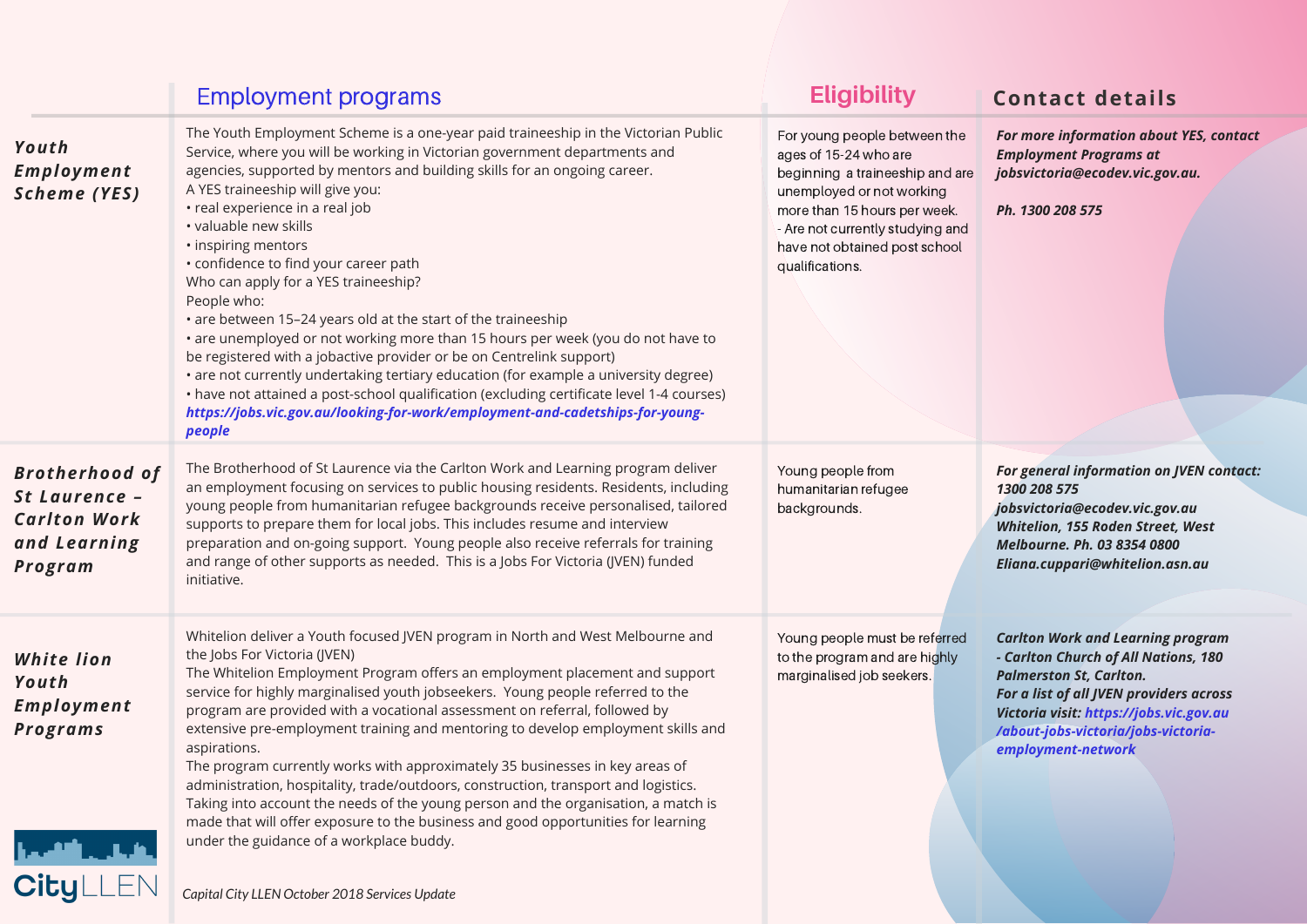| | Employment programs | Eligibility | Contact details |
| --- | --- | --- | --- |
| ***Youth Employment Scheme (YES)*** | The Youth Employment Scheme is a one-year paid traineeship in the Victorian Public Service, where you will be working in Victorian government departments and agencies, supported by mentors and building skills for an ongoing career.<br>A YES traineeship will give you:<br>• real experience in a real job<br>• valuable new skills<br>• inspiring mentors<br>• confidence to find your career path<br>Who can apply for a YES traineeship?<br>People who:<br>• are between 15–24 years old at the start of the traineeship<br>• are unemployed or not working more than 15 hours per week (you do not have to be registered with a jobactive provider or be on Centrelink support)<br>• are not currently undertaking tertiary education (for example a university degree)<br>• have not attained a post-school qualification (excluding certificate level 1-4 courses)<br>***https://jobs.vic.gov.au/looking-for-work/employment-and-cadetships-for-young-people*** | For young people between the ages of 15-24 who are beginning a traineeship and are unemployed or not working more than 15 hours per week.<br>- Are not currently studying and have not obtained post school qualifications. | ***For more information about YES, contact Employment Programs at jobsvictoria@ecodev.vic.gov.au.***<br><br>***Ph. 1300 208 575*** |
| ***Brotherhood of St Laurence – Carlton Work and Learning Program*** | The Brotherhood of St Laurence via the Carlton Work and Learning program deliver an employment focusing on services to public housing residents. Residents, including young people from humanitarian refugee backgrounds receive personalised, tailored supports to prepare them for local jobs. This includes resume and interview preparation and on-going support. Young people also receive referrals for training and range of other supports as needed. This is a Jobs For Victoria (JVEN) funded initiative. | Young people from humanitarian refugee backgrounds. | ***For general information on JVEN contact: 1300 208 575***<br>***jobsvictoria@ecodev.vic.gov.au***<br>***Whitelion, 155 Roden Street, West Melbourne. Ph. 03 8354 0800***<br>***Eliana.cuppari@whitelion.asn.au*** |
| ***White lion Youth Employment Programs*** | Whitelion deliver a Youth focused JVEN program in North and West Melbourne and the Jobs For Victoria (JVEN)<br>The Whitelion Employment Program offers an employment placement and support service for highly marginalised youth jobseekers. Young people referred to the program are provided with a vocational assessment on referral, followed by extensive pre-employment training and mentoring to develop employment skills and aspirations.<br>The program currently works with approximately 35 businesses in key areas of administration, hospitality, trade/outdoors, construction, transport and logistics. Taking into account the needs of the young person and the organisation, a match is made that will offer exposure to the business and good opportunities for learning under the guidance of a workplace buddy. | Young people must be referred to the program and are highly marginalised job seekers. | ***Carlton Work and Learning program - Carlton Church of All Nations, 180 Palmerston St, Carlton.***<br>***For a list of all JVEN providers across Victoria visit: https://jobs.vic.gov.au/about-jobs-victoria/jobs-victoria-employment-network*** |

*Capital City LLEN October 2018 Services Update*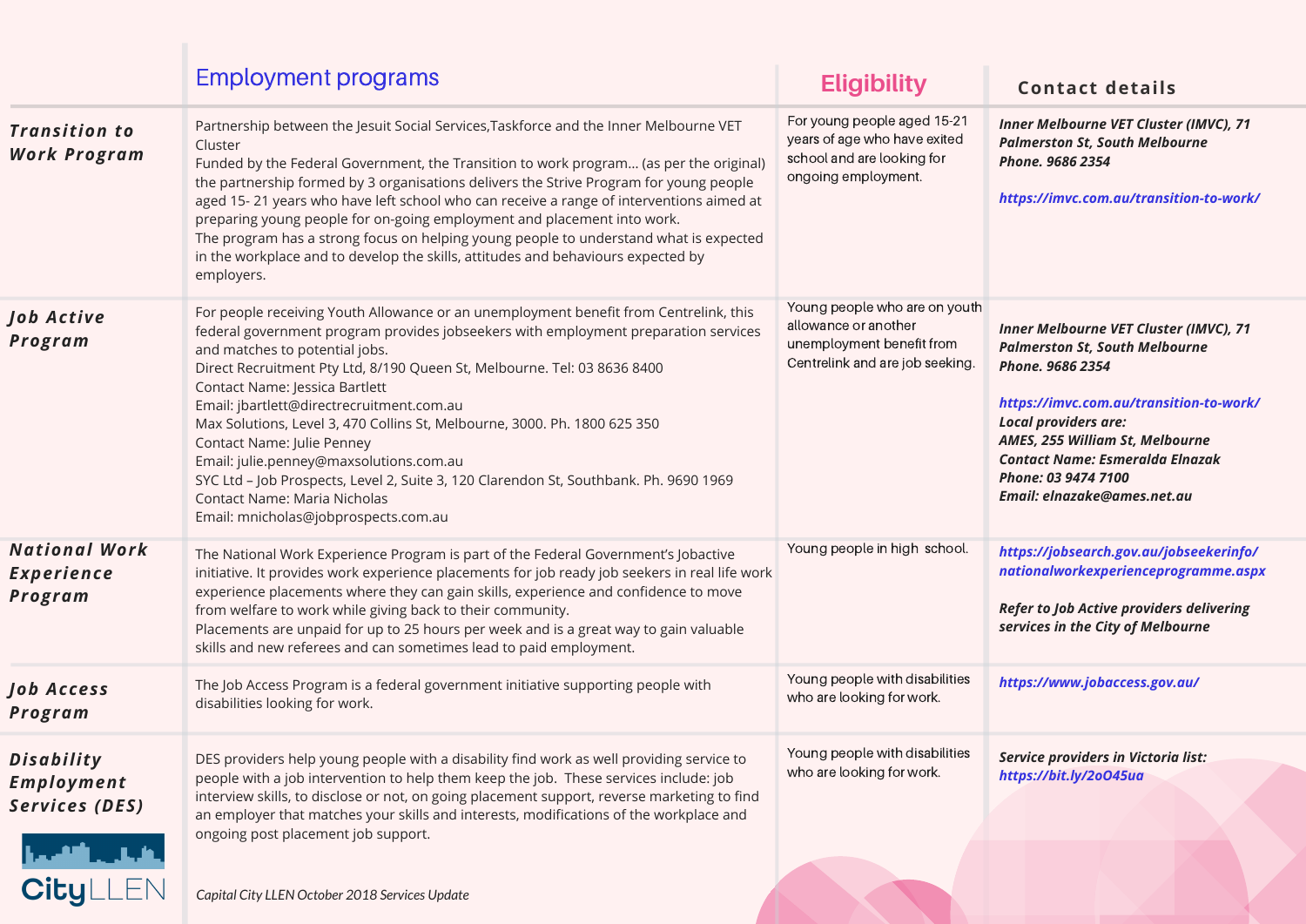| | Employment programs | Eligibility | Contact details |
|---|---|---|---|
| ***Transition to Work Program*** | Partnership between the Jesuit Social Services,Taskforce and the Inner Melbourne VET Cluster<br>Funded by the Federal Government, the Transition to work program... (as per the original) the partnership formed by 3 organisations delivers the Strive Program for young people aged 15- 21 years who have left school who can receive a range of interventions aimed at preparing young people for on-going employment and placement into work.<br>The program has a strong focus on helping young people to understand what is expected in the workplace and to develop the skills, attitudes and behaviours expected by employers. | For young people aged 15-21 years of age who have exited school and are looking for ongoing employment. | ***Inner Melbourne VET Cluster (IMVC), 71 Palmerston St, South Melbourne***<br>***Phone. 9686 2354***<br><br>***https://imvc.com.au/transition-to-work/*** |
| ***Job Active Program*** | For people receiving Youth Allowance or an unemployment benefit from Centrelink, this federal government program provides jobseekers with employment preparation services and matches to potential jobs.<br>Direct Recruitment Pty Ltd, 8/190 Queen St, Melbourne. Tel: 03 8636 8400<br>Contact Name: Jessica Bartlett<br>Email: jbartlett@directrecruitment.com.au<br>Max Solutions, Level 3, 470 Collins St, Melbourne, 3000. Ph. 1800 625 350<br>Contact Name: Julie Penney<br>Email: julie.penney@maxsolutions.com.au<br>SYC Ltd – Job Prospects, Level 2, Suite 3, 120 Clarendon St, Southbank. Ph. 9690 1969<br>Contact Name: Maria Nicholas<br>Email: mnicholas@jobprospects.com.au | Young people who are on youth allowance or another unemployment benefit from Centrelink and are job seeking. | ***Inner Melbourne VET Cluster (IMVC), 71 Palmerston St, South Melbourne***<br>***Phone. 9686 2354***<br><br>***https://imvc.com.au/transition-to-work/***<br>***Local providers are:***<br>***AMES, 255 William St, Melbourne***<br>***Contact Name: Esmeralda Elnazak***<br>***Phone: 03 9474 7100***<br>***Email: elnazake@ames.net.au*** |
| ***National Work Experience Program*** | The National Work Experience Program is part of the Federal Government's Jobactive initiative. It provides work experience placements for job ready job seekers in real life work experience placements where they can gain skills, experience and confidence to move from welfare to work while giving back to their community.<br>Placements are unpaid for up to 25 hours per week and is a great way to gain valuable skills and new referees and can sometimes lead to paid employment. | Young people in high school. | ***https://jobsearch.gov.au/jobseekerinfo/nationalworkexperienceprogramme.aspx***<br><br>***Refer to Job Active providers delivering services in the City of Melbourne*** |
| ***Job Access Program*** | The Job Access Program is a federal government initiative supporting people with disabilities looking for work. | Young people with disabilities who are looking for work. | ***https://www.jobaccess.gov.au/*** |
| ***Disability Employment Services (DES)*** | DES providers help young people with a disability find work as well providing service to people with a job intervention to help them keep the job. These services include: job interview skills, to disclose or not, on going placement support, reverse marketing to find an employer that matches your skills and interests, modifications of the workplace and ongoing post placement job support. | Young people with disabilities who are looking for work. | ***Service providers in Victoria list:***<br>***https://bit.ly/2oO45ua*** |

*Capital City LLEN October 2018 Services Update*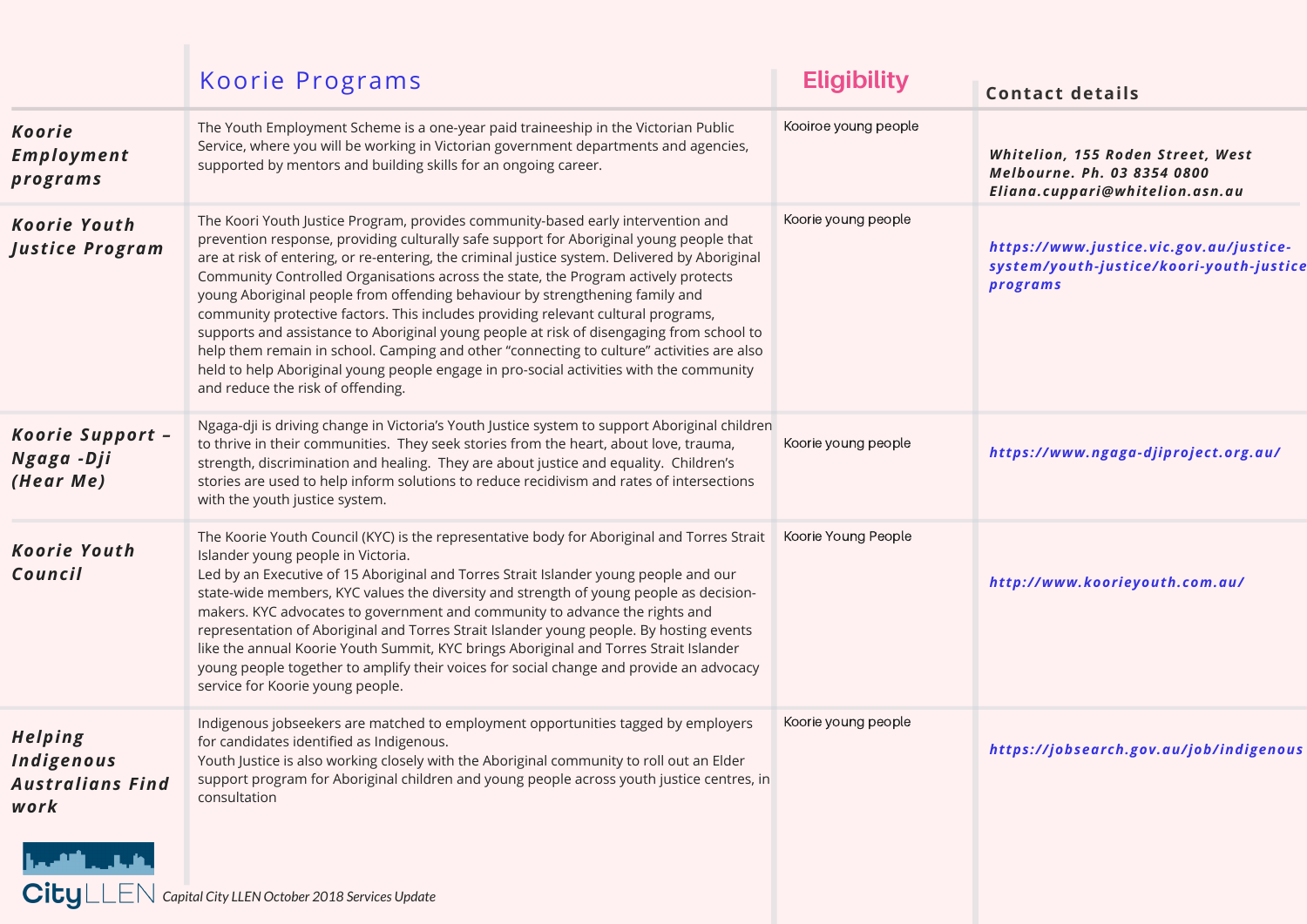| | Koorie Programs | Eligibility | Contact details |
|---|---|---|---|
| **Koorie Employment programs** | The Youth Employment Scheme is a one-year paid traineeship in the Victorian Public Service, where you will be working in Victorian government departments and agencies, supported by mentors and building skills for an ongoing career. | Kooiroe young people | Whitelion, 155 Roden Street, West Melbourne. Ph. 03 8354 0800 Eliana.cuppari@whitelion.asn.au |
| **Koorie Youth Justice Program** | The Koori Youth Justice Program, provides community-based early intervention and prevention response, providing culturally safe support for Aboriginal young people that are at risk of entering, or re-entering, the criminal justice system. Delivered by Aboriginal Community Controlled Organisations across the state, the Program actively protects young Aboriginal people from offending behaviour by strengthening family and community protective factors. This includes providing relevant cultural programs, supports and assistance to Aboriginal young people at risk of disengaging from school to help them remain in school. Camping and other "connecting to culture" activities are also held to help Aboriginal young people engage in pro-social activities with the community and reduce the risk of offending. | Koorie young people | https://www.justice.vic.gov.au/justice-system/youth-justice/koori-youth-justice-programs |
| **Koorie Support – Ngaga -Dji (Hear Me)** | Ngaga-dji is driving change in Victoria's Youth Justice system to support Aboriginal children to thrive in their communities. They seek stories from the heart, about love, trauma, strength, discrimination and healing. They are about justice and equality. Children's stories are used to help inform solutions to reduce recidivism and rates of intersections with the youth justice system. | Koorie young people | https://www.ngaga-djiproject.org.au/ |
| **Koorie Youth Council** | The Koorie Youth Council (KYC) is the representative body for Aboriginal and Torres Strait Islander young people in Victoria.<br>Led by an Executive of 15 Aboriginal and Torres Strait Islander young people and our state-wide members, KYC values the diversity and strength of young people as decision-makers. KYC advocates to government and community to advance the rights and representation of Aboriginal and Torres Strait Islander young people. By hosting events like the annual Koorie Youth Summit, KYC brings Aboriginal and Torres Strait Islander young people together to amplify their voices for social change and provide an advocacy service for Koorie young people. | Koorie Young People | http://www.koorieyouth.com.au/ |
| **Helping Indigenous Australians Find work** | Indigenous jobseekers are matched to employment opportunities tagged by employers for candidates identified as Indigenous.<br>Youth Justice is also working closely with the Aboriginal community to roll out an Elder support program for Aboriginal children and young people across youth justice centres, in consultation | Koorie young people | https://jobsearch.gov.au/job/indigenous |

CityLLEN Capital City LLEN October 2018 Services Update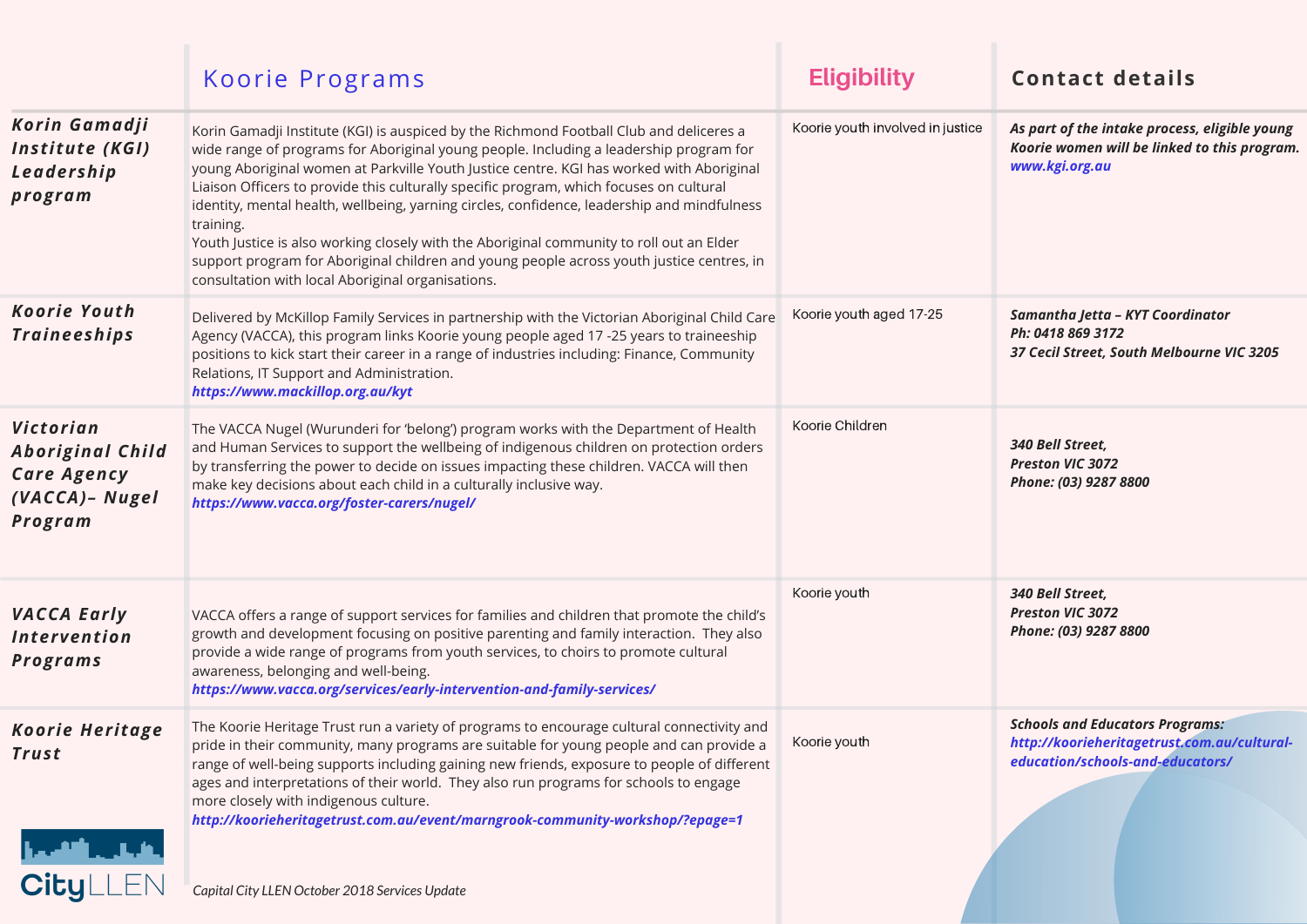| | Koorie Programs | Eligibility | Contact details |
|---|---|---|---|
| ***Korin Gamadji Institute (KGI) Leadership program*** | Korin Gamadji Institute (KGI) is auspiced by the Richmond Football Club and deliceres a wide range of programs for Aboriginal young people. Including a leadership program for young Aboriginal women at Parkville Youth Justice centre. KGI has worked with Aboriginal Liaison Officers to provide this culturally specific program, which focuses on cultural identity, mental health, wellbeing, yarning circles, confidence, leadership and mindfulness training.<br>Youth Justice is also working closely with the Aboriginal community to roll out an Elder support program for Aboriginal children and young people across youth justice centres, in consultation with local Aboriginal organisations. | Koorie youth involved in justice | ***As part of the intake process, eligible young Koorie women will be linked to this program.***<br>***www.kgi.org.au*** |
| ***Koorie Youth Traineeships*** | Delivered by McKillop Family Services in partnership with the Victorian Aboriginal Child Care Agency (VACCA), this program links Koorie young people aged 17 -25 years to traineeship positions to kick start their career in a range of industries including: Finance, Community Relations, IT Support and Administration.<br>***https://www.mackillop.org.au/kyt*** | Koorie youth aged 17-25 | ***Samantha Jetta – KYT Coordinator***<br>***Ph: 0418 869 3172***<br>***37 Cecil Street, South Melbourne VIC 3205*** |
| ***Victorian Aboriginal Child Care Agency (VACCA)– Nugel Program*** | The VACCA Nugel (Wurunderi for 'belong') program works with the Department of Health and Human Services to support the wellbeing of indigenous children on protection orders by transferring the power to decide on issues impacting these children. VACCA will then make key decisions about each child in a culturally inclusive way.<br>***https://www.vacca.org/foster-carers/nugel/*** | Koorie Children | ***340 Bell Street,***<br>***Preston VIC 3072***<br>***Phone: (03) 9287 8800*** |
| ***VACCA Early Intervention Programs*** | VACCA offers a range of support services for families and children that promote the child's growth and development focusing on positive parenting and family interaction. They also provide a wide range of programs from youth services, to choirs to promote cultural awareness, belonging and well-being.<br>***https://www.vacca.org/services/early-intervention-and-family-services/*** | Koorie youth | ***340 Bell Street,***<br>***Preston VIC 3072***<br>***Phone: (03) 9287 8800*** |
| ***Koorie Heritage Trust*** | The Koorie Heritage Trust run a variety of programs to encourage cultural connectivity and pride in their community, many programs are suitable for young people and can provide a range of well-being supports including gaining new friends, exposure to people of different ages and interpretations of their world. They also run programs for schools to engage more closely with indigenous culture.<br>***http://koorieheritagetrust.com.au/event/marngrook-community-workshop/?epage=1*** | Koorie youth | ***Schools and Educators Programs:***<br>***http://koorieheritagetrust.com.au/cultural-education/schools-and-educators/*** |

CityLLEN

*Capital City LLEN October 2018 Services Update*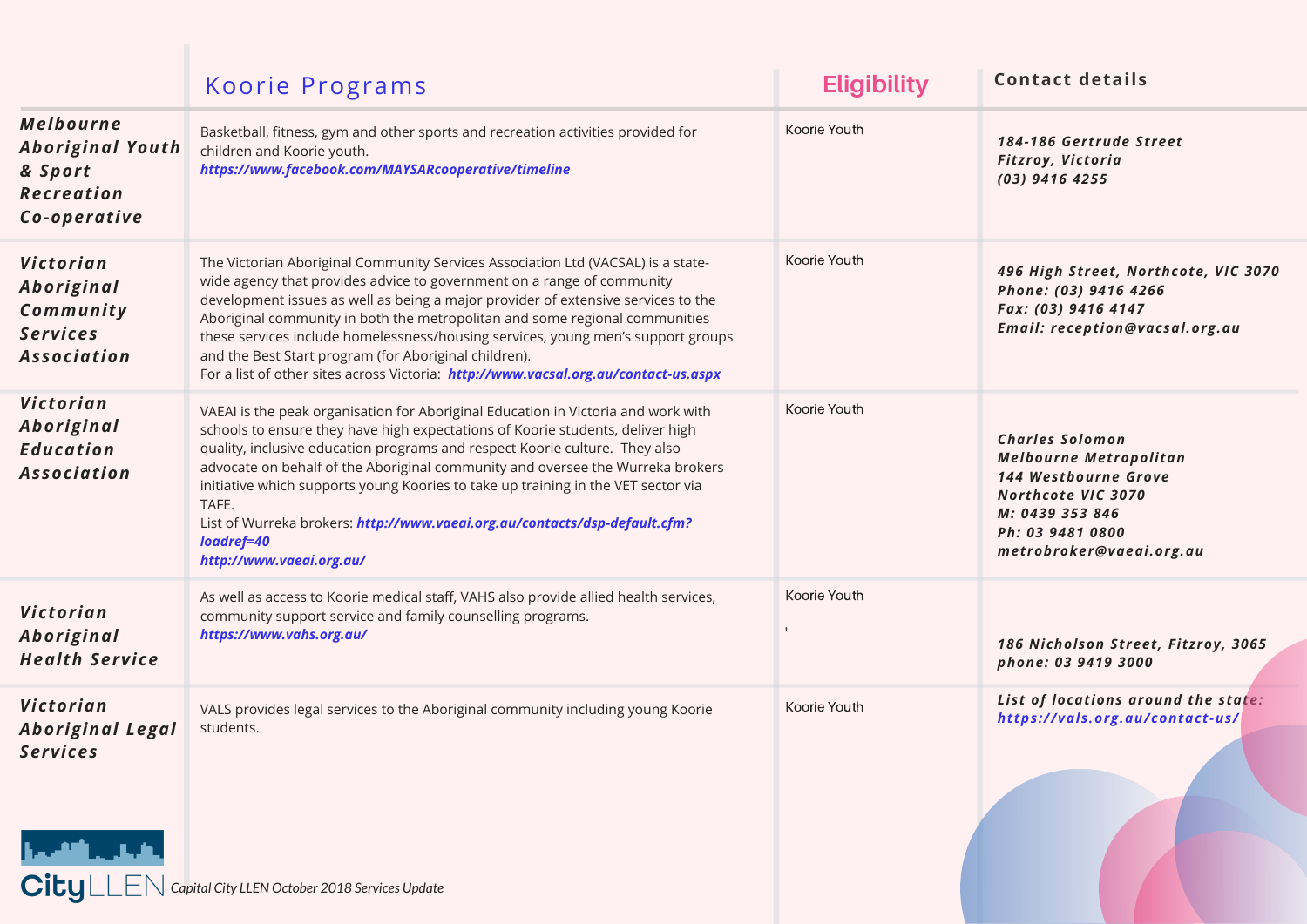| | Koorie Programs | Eligibility | Contact details |
|---|---|---|---|
| ***Melbourne Aboriginal Youth & Sport Recreation Co-operative*** | Basketball, fitness, gym and other sports and recreation activities provided for children and Koorie youth. ***https://www.facebook.com/MAYSARcooperative/timeline*** | Koorie Youth | ***184-186 Gertrude Street Fitzroy, Victoria (03) 9416 4255*** |
| ***Victorian Aboriginal Community Services Association*** | The Victorian Aboriginal Community Services Association Ltd (VACSAL) is a state-wide agency that provides advice to government on a range of community development issues as well as being a major provider of extensive services to the Aboriginal community in both the metropolitan and some regional communities these services include homelessness/housing services, young men's support groups and the Best Start program (for Aboriginal children). For a list of other sites across Victoria: ***http://www.vacsal.org.au/contact-us.aspx*** | Koorie Youth | ***496 High Street, Northcote, VIC 3070 Phone: (03) 9416 4266 Fax: (03) 9416 4147 Email: reception@vacsal.org.au*** |
| ***Victorian Aboriginal Education Association*** | VAEAI is the peak organisation for Aboriginal Education in Victoria and work with schools to ensure they have high expectations of Koorie students, deliver high quality, inclusive education programs and respect Koorie culture. They also advocate on behalf of the Aboriginal community and oversee the Wurreka brokers initiative which supports young Koories to take up training in the VET sector via TAFE. List of Wurreka brokers: ***http://www.vaeai.org.au/contacts/dsp-default.cfm?loadref=40*** ***http://www.vaeai.org.au/*** | Koorie Youth | ***Charles Solomon Melbourne Metropolitan 144 Westbourne Grove Northcote VIC 3070 M: 0439 353 846 Ph: 03 9481 0800 metrobroker@vaeai.org.au*** |
| ***Victorian Aboriginal Health Service*** | As well as access to Koorie medical staff, VAHS also provide allied health services, community support service and family counselling programs. ***https://www.vahs.org.au/*** | Koorie Youth | ***186 Nicholson Street, Fitzroy, 3065 phone: 03 9419 3000*** |
| ***Victorian Aboriginal Legal Services*** | VALS provides legal services to the Aboriginal community including young Koorie students. | Koorie Youth | ***List of locations around the state: https://vals.org.au/contact-us/*** |

*Capital City LLEN October 2018 Services Update*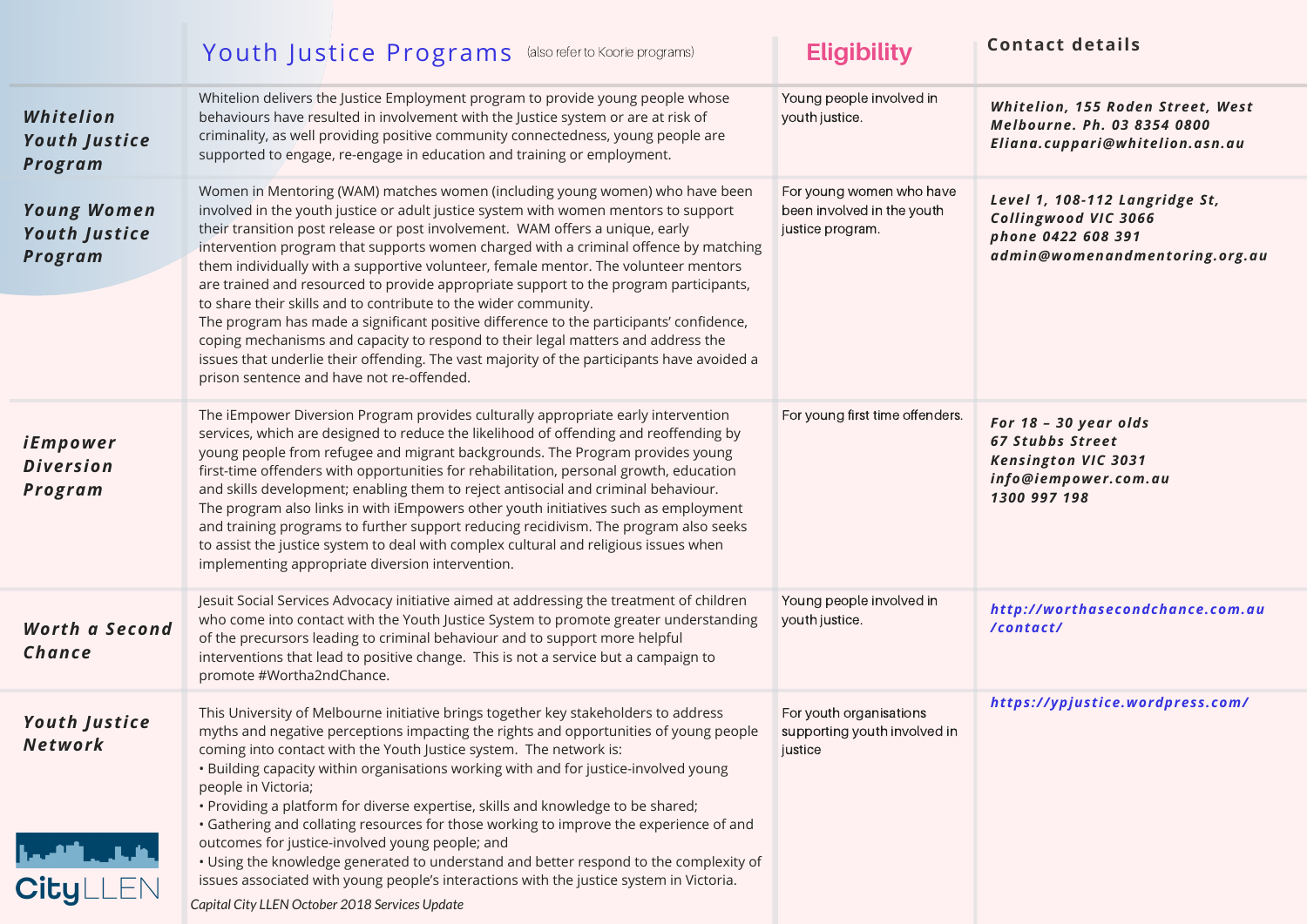| | Youth Justice Programs (also refer to Koorie programs) | Eligibility | Contact details |
|---|---|---|---|
| **Whitelion Youth Justice Program** | Whitelion delivers the Justice Employment program to provide young people whose behaviours have resulted in involvement with the Justice system or are at risk of criminality, as well providing positive community connectedness, young people are supported to engage, re-engage in education and training or employment. | Young people involved in youth justice. | ***Whitelion, 155 Roden Street, West Melbourne. Ph. 03 8354 0800 Eliana.cuppari@whitelion.asn.au*** |
| **Young Women Youth Justice Program** | Women in Mentoring (WAM) matches women (including young women) who have been involved in the youth justice or adult justice system with women mentors to support their transition post release or post involvement. WAM offers a unique, early intervention program that supports women charged with a criminal offence by matching them individually with a supportive volunteer, female mentor. The volunteer mentors are trained and resourced to provide appropriate support to the program participants, to share their skills and to contribute to the wider community.<br>The program has made a significant positive difference to the participants' confidence, coping mechanisms and capacity to respond to their legal matters and address the issues that underlie their offending. The vast majority of the participants have avoided a prison sentence and have not re-offended. | For young women who have been involved in the youth justice program. | ***Level 1, 108-112 Langridge St, Collingwood VIC 3066 phone 0422 608 391 admin@womenandmentoring.org.au*** |
| **iEmpower Diversion Program** | The iEmpower Diversion Program provides culturally appropriate early intervention services, which are designed to reduce the likelihood of offending and reoffending by young people from refugee and migrant backgrounds. The Program provides young first-time offenders with opportunities for rehabilitation, personal growth, education and skills development; enabling them to reject antisocial and criminal behaviour.<br>The program also links in with iEmpowers other youth initiatives such as employment and training programs to further support reducing recidivism. The program also seeks to assist the justice system to deal with complex cultural and religious issues when implementing appropriate diversion intervention. | For young first time offenders. | ***For 18 – 30 year olds 67 Stubbs Street Kensington VIC 3031 info@iempower.com.au 1300 997 198*** |
| **Worth a Second Chance** | Jesuit Social Services Advocacy initiative aimed at addressing the treatment of children who come into contact with the Youth Justice System to promote greater understanding of the precursors leading to criminal behaviour and to support more helpful interventions that lead to positive change. This is not a service but a campaign to promote #Wortha2ndChance. | Young people involved in youth justice. | ***http://worthasecondchance.com.au/contact/*** |
| **Youth Justice Network** | This University of Melbourne initiative brings together key stakeholders to address myths and negative perceptions impacting the rights and opportunities of young people coming into contact with the Youth Justice system. The network is:<br>• Building capacity within organisations working with and for justice-involved young people in Victoria;<br>• Providing a platform for diverse expertise, skills and knowledge to be shared;<br>• Gathering and collating resources for those working to improve the experience of and outcomes for justice-involved young people; and<br>• Using the knowledge generated to understand and better respond to the complexity of issues associated with young people's interactions with the justice system in Victoria. | For youth organisations supporting youth involved in justice | ***https://ypjustice.wordpress.com/*** |

*Capital City LLEN October 2018 Services Update*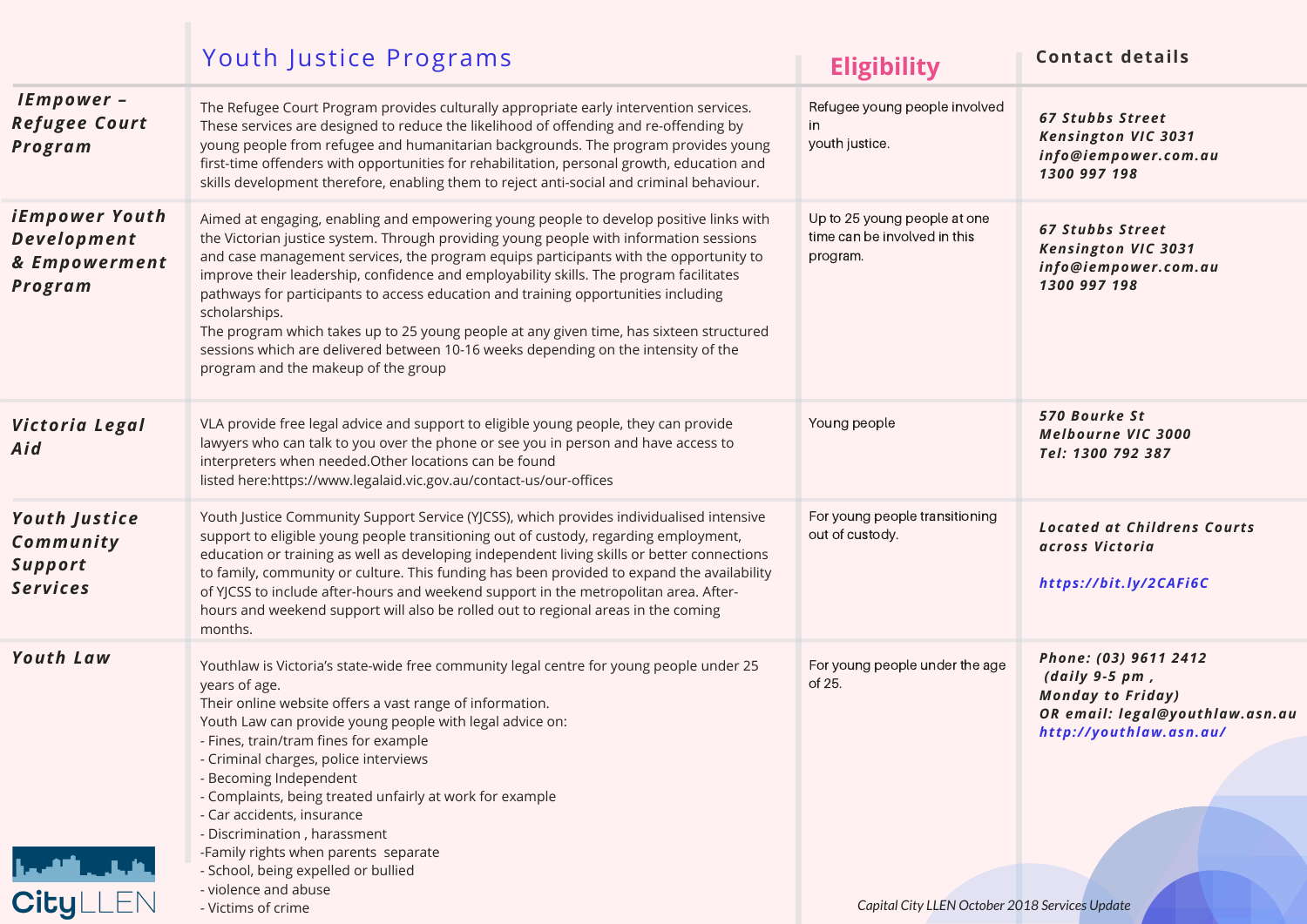| | Youth Justice Programs | Eligibility | Contact details |
|---|---|---|---|
| ***IEmpower – Refugee Court Program*** | The Refugee Court Program provides culturally appropriate early intervention services. These services are designed to reduce the likelihood of offending and re-offending by young people from refugee and humanitarian backgrounds. The program provides young first-time offenders with opportunities for rehabilitation, personal growth, education and skills development therefore, enabling them to reject anti-social and criminal behaviour. | Refugee young people involved in youth justice. | ***67 Stubbs Street Kensington VIC 3031 info@iempower.com.au 1300 997 198*** |
| ***iEmpower Youth Development & Empowerment Program*** | Aimed at engaging, enabling and empowering young people to develop positive links with the Victorian justice system. Through providing young people with information sessions and case management services, the program equips participants with the opportunity to improve their leadership, confidence and employability skills. The program facilitates pathways for participants to access education and training opportunities including scholarships.<br>The program which takes up to 25 young people at any given time, has sixteen structured sessions which are delivered between 10-16 weeks depending on the intensity of the program and the makeup of the group | Up to 25 young people at one time can be involved in this program. | ***67 Stubbs Street Kensington VIC 3031 info@iempower.com.au 1300 997 198*** |
| ***Victoria Legal Aid*** | VLA provide free legal advice and support to eligible young people, they can provide lawyers who can talk to you over the phone or see you in person and have access to interpreters when needed.Other locations can be found listed here:https://www.legalaid.vic.gov.au/contact-us/our-offices | Young people | ***570 Bourke St Melbourne VIC 3000 Tel: 1300 792 387*** |
| ***Youth Justice Community Support Services*** | Youth Justice Community Support Service (YJCSS), which provides individualised intensive support to eligible young people transitioning out of custody, regarding employment, education or training as well as developing independent living skills or better connections to family, community or culture. This funding has been provided to expand the availability of YJCSS to include after-hours and weekend support in the metropolitan area. After-hours and weekend support will also be rolled out to regional areas in the coming months. | For young people transitioning out of custody. | ***Located at Childrens Courts across Victoria***<br><br>***https://bit.ly/2CAFi6C*** |
| ***Youth Law*** | Youthlaw is Victoria's state-wide free community legal centre for young people under 25 years of age.<br>Their online website offers a vast range of information.<br>Youth Law can provide young people with legal advice on:<br>- Fines, train/tram fines for example<br>- Criminal charges, police interviews<br>- Becoming Independent<br>- Complaints, being treated unfairly at work for example<br>- Car accidents, insurance<br>- Discrimination , harassment<br>-Family rights when parents separate<br>- School, being expelled or bullied<br>- violence and abuse<br>- Victims of crime | For young people under the age of 25. | ***Phone: (03) 9611 2412 (daily 9-5 pm , Monday to Friday) OR email: legal@youthlaw.asn.au http://youthlaw.asn.au/*** |

CityLLEN

*Capital City LLEN October 2018 Services Update*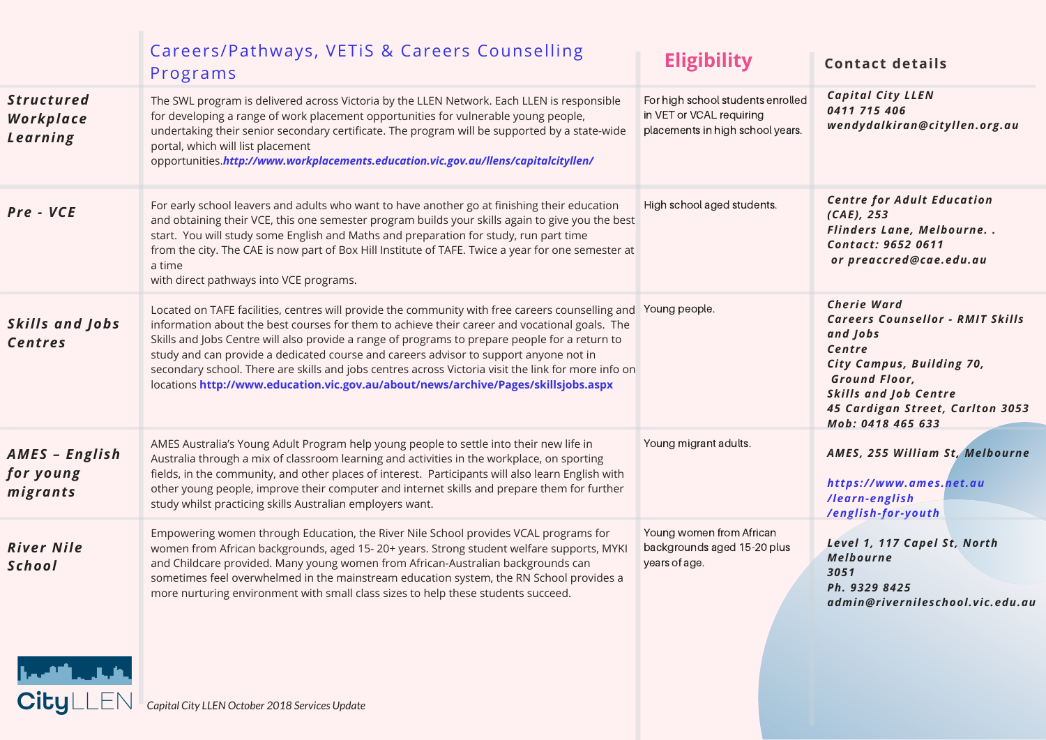| | Careers/Pathways, VETiS & Careers Counselling Programs | Eligibility | Contact details |
|---|---|---|---|
| **Structured Workplace Learning** | The SWL program is delivered across Victoria by the LLEN Network. Each LLEN is responsible for developing a range of work placement opportunities for vulnerable young people, undertaking their senior secondary certificate. The program will be supported by a state-wide portal, which will list placement opportunities.**http://www.workplacements.education.vic.gov.au/llens/capitalcityllen/** | For high school students enrolled in VET or VCAL requiring placements in high school years. | Capital City LLEN<br>0411 715 406<br>wendydalkiran@cityllen.org.au |
| **Pre - VCE** | For early school leavers and adults who want to have another go at finishing their education and obtaining their VCE, this one semester program builds your skills again to give you the best start. You will study some English and Maths and preparation for study, run part time from the city. The CAE is now part of Box Hill Institute of TAFE. Twice a year for one semester at a time with direct pathways into VCE programs. | High school aged students. | Centre for Adult Education (CAE), 253 Flinders Lane, Melbourne. . Contact: 9652 0611 or preaccred@cae.edu.au |
| **Skills and Jobs Centres** | Located on TAFE facilities, centres will provide the community with free careers counselling and information about the best courses for them to achieve their career and vocational goals. The Skills and Jobs Centre will also provide a range of programs to prepare people for a return to study and can provide a dedicated course and careers advisor to support anyone not in secondary school. There are skills and jobs centres across Victoria visit the link for more info on locations **http://www.education.vic.gov.au/about/news/archive/Pages/skillsjobs.aspx** | Young people. | Cherie Ward<br>Careers Counsellor - RMIT Skills and Jobs Centre<br>City Campus, Building 70, Ground Floor,<br>Skills and Job Centre<br>45 Cardigan Street, Carlton 3053<br>Mob: 0418 465 633 |
| **AMES – English for young migrants** | AMES Australia's Young Adult Program help young people to settle into their new life in Australia through a mix of classroom learning and activities in the workplace, on sporting fields, in the community, and other places of interest. Participants will also learn English with other young people, improve their computer and internet skills and prepare them for further study whilst practicing skills Australian employers want. | Young migrant adults. | AMES, 255 William St, Melbourne<br><br>https://www.ames.net.au/learn-english/english-for-youth |
| **River Nile School** | Empowering women through Education, the River Nile School provides VCAL programs for women from African backgrounds, aged 15- 20+ years. Strong student welfare supports, MYKI and Childcare provided. Many young women from African-Australian backgrounds can sometimes feel overwhelmed in the mainstream education system, the RN School provides a more nurturing environment with small class sizes to help these students succeed. | Young women from African backgrounds aged 15-20 plus years of age. | Level 1, 117 Capel St, North Melbourne 3051<br>Ph. 9329 8425<br>admin@rivernileschool.vic.edu.au |

CityLLEN

*Capital City LLEN October 2018 Services Update*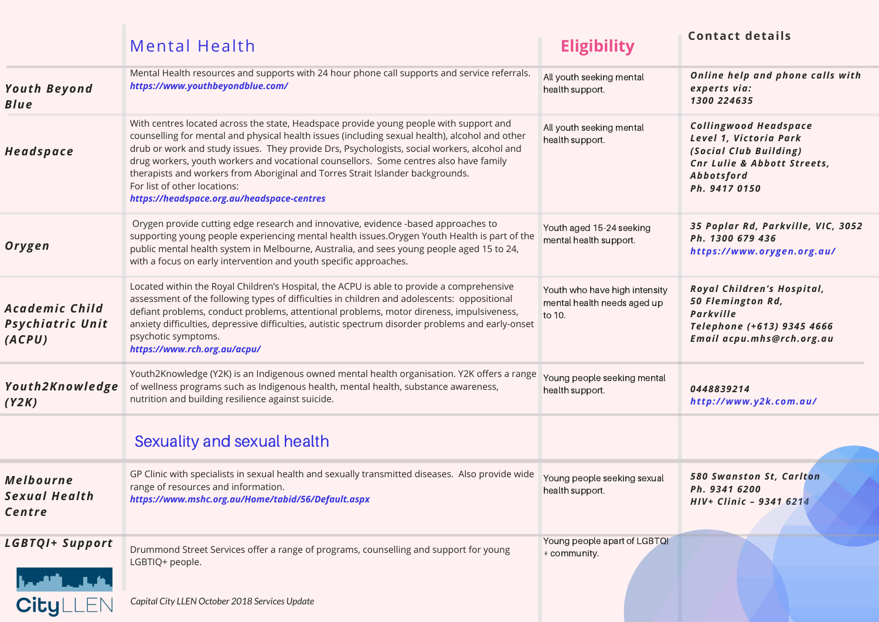| | Mental Health | Eligibility | Contact details |
|---|---|---|---|
| **Youth Beyond Blue** | Mental Health resources and supports with 24 hour phone call supports and service referrals. ***https://www.youthbeyondblue.com/*** | All youth seeking mental health support. | ***Online help and phone calls with experts via: 1300 224635*** |
| **Headspace** | With centres located across the state, Headspace provide young people with support and counselling for mental and physical health issues (including sexual health), alcohol and other drub or work and study issues. They provide Drs, Psychologists, social workers, alcohol and drug workers, youth workers and vocational counsellors. Some centres also have family therapists and workers from Aboriginal and Torres Strait Islander backgrounds. For list of other locations: ***https://headspace.org.au/headspace-centres*** | All youth seeking mental health support. | ***Collingwood Headspace Level 1, Victoria Park (Social Club Building) Cnr Lulie & Abbott Streets, Abbotsford Ph. 9417 0150*** |
| **Orygen** | Orygen provide cutting edge research and innovative, evidence -based approaches to supporting young people experiencing mental health issues.Orygen Youth Health is part of the public mental health system in Melbourne, Australia, and sees young people aged 15 to 24, with a focus on early intervention and youth specific approaches. | Youth aged 15-24 seeking mental health support. | ***35 Poplar Rd, Parkville, VIC, 3052 Ph. 1300 679 436 https://www.orygen.org.au/*** |
| **Academic Child Psychiatric Unit (ACPU)** | Located within the Royal Children's Hospital, the ACPU is able to provide a comprehensive assessment of the following types of difficulties in children and adolescents: oppositional defiant problems, conduct problems, attentional problems, motor direness, impulsiveness, anxiety difficulties, depressive difficulties, autistic spectrum disorder problems and early-onset psychotic symptoms. ***https://www.rch.org.au/acpu/*** | Youth who have high intensity mental health needs aged up to 10. | ***Royal Children's Hospital, 50 Flemington Rd, Parkville Telephone (+613) 9345 4666 Email acpu.mhs@rch.org.au*** |
| **Youth2Knowledge (Y2K)** | Youth2Knowledge (Y2K) is an Indigenous owned mental health organisation. Y2K offers a range of wellness programs such as Indigenous health, mental health, substance awareness, nutrition and building resilience against suicide. | Young people seeking mental health support. | ***0448839214 http://www.y2k.com.au/*** |
| | **Sexuality and sexual health** | | |
| **Melbourne Sexual Health Centre** | GP Clinic with specialists in sexual health and sexually transmitted diseases. Also provide wide range of resources and information. ***https://www.mshc.org.au/Home/tabid/56/Default.aspx*** | Young people seeking sexual health support. | ***580 Swanston St, Carlton Ph. 9341 6200 HIV+ Clinic – 9341 6214*** |
| **LGBTQI+ Support** | Drummond Street Services offer a range of programs, counselling and support for young LGBTIQ+ people. | Young people apart of LGBTQI + community. | |

CityLLEN

*Capital City LLEN October 2018 Services Update*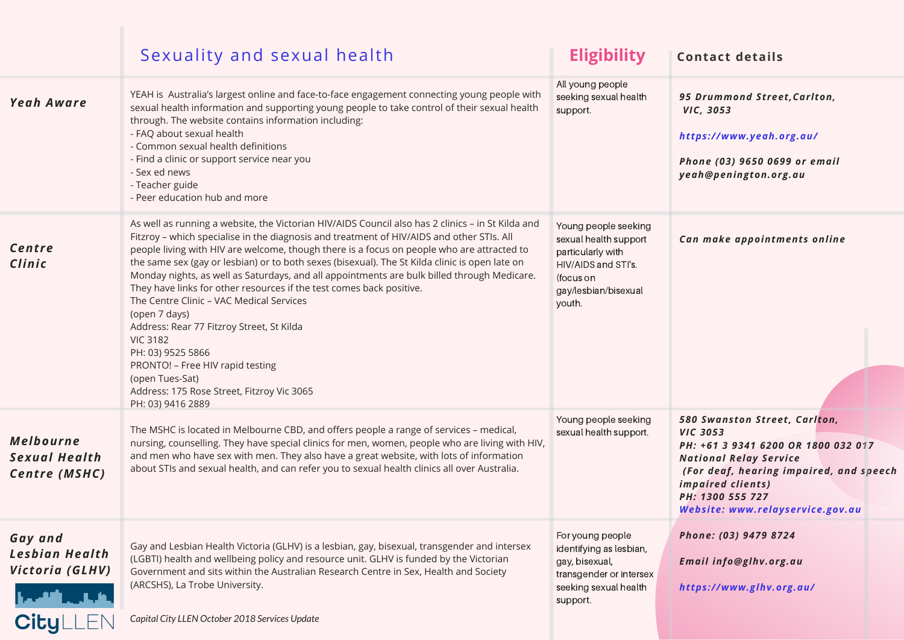| | Sexuality and sexual health | Eligibility | Contact details |
|---|---|---|---|
| **Yeah Aware** | YEAH is Australia's largest online and face-to-face engagement connecting young people with sexual health information and supporting young people to take control of their sexual health through. The website contains information including:<br>- FAQ about sexual health<br>- Common sexual health definitions<br>- Find a clinic or support service near you<br>- Sex ed news<br>- Teacher guide<br>- Peer education hub and more | All young people seeking sexual health support. | ***95 Drummond Street, Carlton, VIC, 3053***<br><br>***https://www.yeah.org.au/***<br><br>***Phone (03) 9650 0699 or email yeah@penington.org.au*** |
| **Centre Clinic** | As well as running a website, the Victorian HIV/AIDS Council also has 2 clinics – in St Kilda and Fitzroy – which specialise in the diagnosis and treatment of HIV/AIDS and other STIs. All people living with HIV are welcome, though there is a focus on people who are attracted to the same sex (gay or lesbian) or to both sexes (bisexual). The St Kilda clinic is open late on Monday nights, as well as Saturdays, and all appointments are bulk billed through Medicare. They have links for other resources if the test comes back positive.<br>The Centre Clinic – VAC Medical Services<br>(open 7 days)<br>Address: Rear 77 Fitzroy Street, St Kilda VIC 3182<br>PH: 03) 9525 5866<br>PRONTO! – Free HIV rapid testing<br>(open Tues-Sat)<br>Address: 175 Rose Street, Fitzroy Vic 3065<br>PH: 03) 9416 2889 | Young people seeking sexual health support particularly with HIV/AIDS and STI's. (focus on gay/lesbian/bisexual youth. | ***Can make appointments online*** |
| **Melbourne Sexual Health Centre (MSHC)** | The MSHC is located in Melbourne CBD, and offers people a range of services – medical, nursing, counselling. They have special clinics for men, women, people who are living with HIV, and men who have sex with men. They also have a great website, with lots of information about STIs and sexual health, and can refer you to sexual health clinics all over Australia. | Young people seeking sexual health support. | ***580 Swanston Street, Carlton, VIC 3053***<br>***PH: +61 3 9341 6200 OR 1800 032 017***<br>***National Relay Service***<br>***(For deaf, hearing impaired, and speech impaired clients)***<br>***PH: 1300 555 727***<br>***Website: www.relayservice.gov.au*** |
| **Gay and Lesbian Health Victoria (GLHV)** | Gay and Lesbian Health Victoria (GLHV) is a lesbian, gay, bisexual, transgender and intersex (LGBTI) health and wellbeing policy and resource unit. GLHV is funded by the Victorian Government and sits within the Australian Research Centre in Sex, Health and Society (ARCSHS), La Trobe University. | For young people identifying as lesbian, gay, bisexual, transgender or intersex seeking sexual health support. | ***Phone: (03) 9479 8724***<br><br>***Email info@glhv.org.au***<br><br>***https://www.glhv.org.au/*** |

*Capital City LLEN October 2018 Services Update*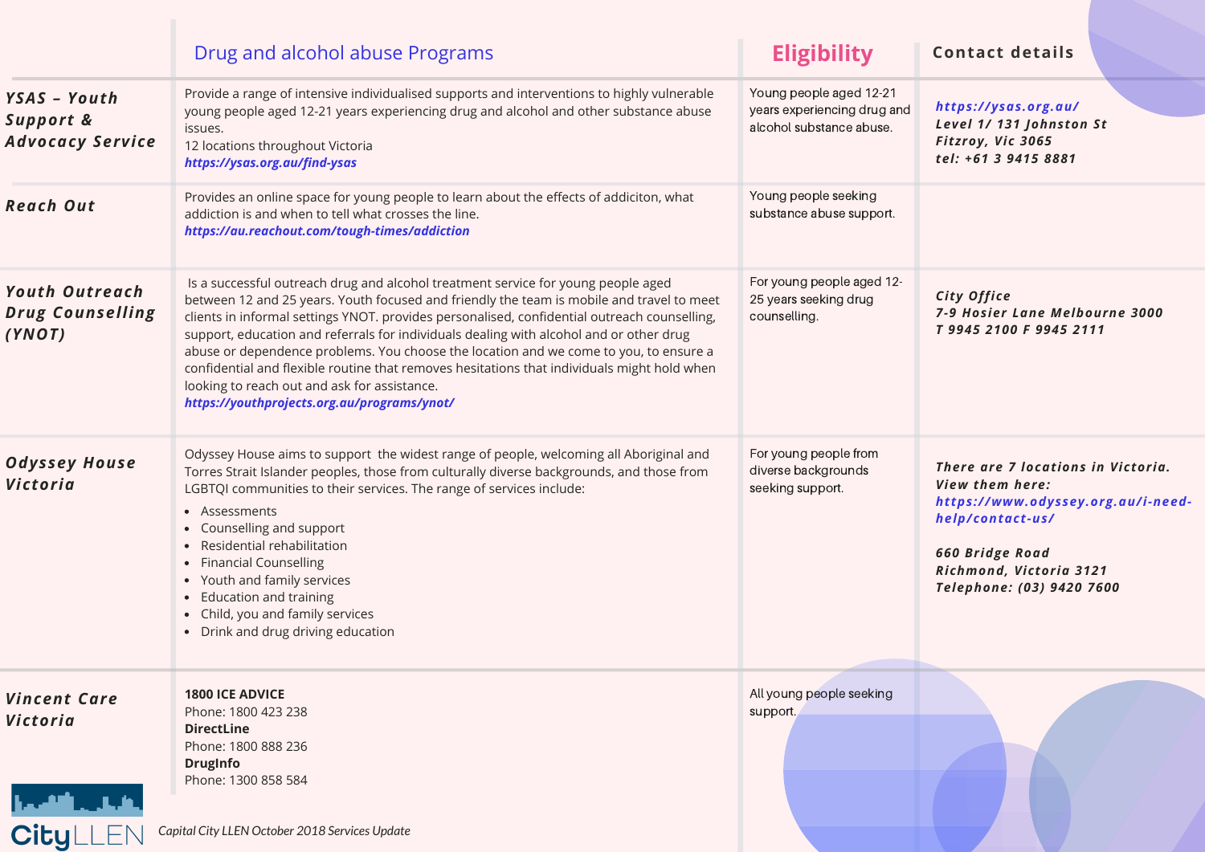| | Drug and alcohol abuse Programs | Eligibility | Contact details |
|---|---|---|---|
| ***YSAS – Youth Support & Advocacy Service*** | Provide a range of intensive individualised supports and interventions to highly vulnerable young people aged 12-21 years experiencing drug and alcohol and other substance abuse issues.<br>12 locations throughout Victoria<br>***https://ysas.org.au/find-ysas*** | Young people aged 12-21 years experiencing drug and alcohol substance abuse. | ***https://ysas.org.au/***<br>***Level 1/ 131 Johnston St***<br>***Fitzroy, Vic 3065***<br>***tel: +61 3 9415 8881*** |
| ***Reach Out*** | Provides an online space for young people to learn about the effects of addiciton, what addiction is and when to tell what crosses the line.<br>***https://au.reachout.com/tough-times/addiction*** | Young people seeking substance abuse support. | |
| ***Youth Outreach Drug Counselling (YNOT)*** | Is a successful outreach drug and alcohol treatment service for young people aged between 12 and 25 years. Youth focused and friendly the team is mobile and travel to meet clients in informal settings YNOT. provides personalised, confidential outreach counselling, support, education and referrals for individuals dealing with alcohol and or other drug abuse or dependence problems. You choose the location and we come to you, to ensure a confidential and flexible routine that removes hesitations that individuals might hold when looking to reach out and ask for assistance.<br>***https://youthprojects.org.au/programs/ynot/*** | For young people aged 12-25 years seeking drug counselling. | ***City Office***<br>***7-9 Hosier Lane Melbourne 3000***<br>***T 9945 2100 F 9945 2111*** |
| ***Odyssey House Victoria*** | Odyssey House aims to support the widest range of people, welcoming all Aboriginal and Torres Strait Islander peoples, those from culturally diverse backgrounds, and those from LGBTQI communities to their services. The range of services include:<br>• Assessments<br>• Counselling and support<br>• Residential rehabilitation<br>• Financial Counselling<br>• Youth and family services<br>• Education and training<br>• Child, you and family services<br>• Drink and drug driving education | For young people from diverse backgrounds seeking support. | ***There are 7 locations in Victoria. View them here:***<br>***https://www.odyssey.org.au/i-need-help/contact-us/***<br><br>***660 Bridge Road***<br>***Richmond, Victoria 3121***<br>***Telephone: (03) 9420 7600*** |
| ***Vincent Care Victoria*** | **1800 ICE ADVICE**<br>Phone: 1800 423 238<br>**DirectLine**<br>Phone: 1800 888 236<br>**DrugInfo**<br>Phone: 1300 858 584 | All young people seeking support. | |

*Capital City LLEN October 2018 Services Update*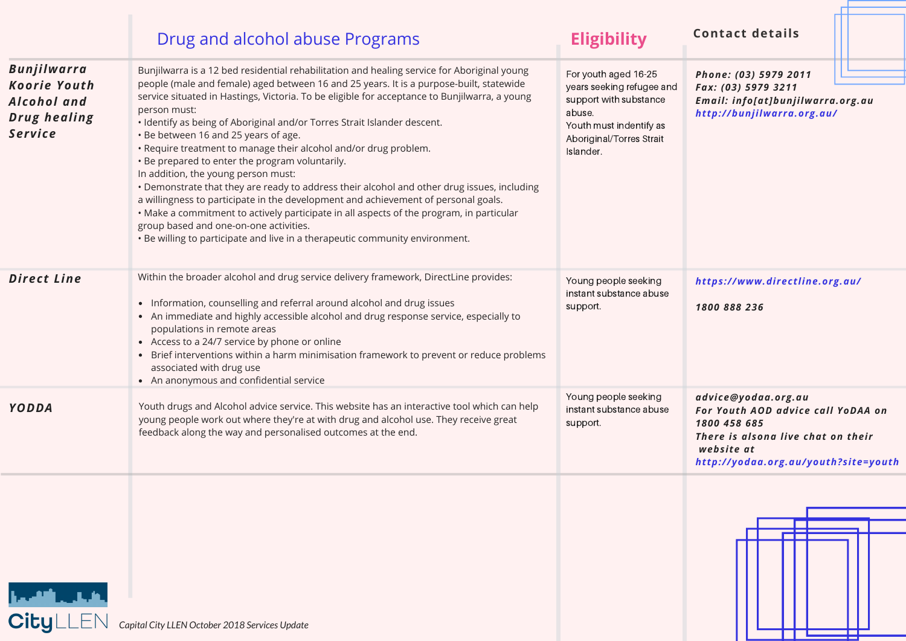| | Drug and alcohol abuse Programs | Eligibility | Contact details |
|---|---|---|---|
| **Bunjilwarra Koorie Youth Alcohol and Drug healing Service** | Bunjilwarra is a 12 bed residential rehabilitation and healing service for Aboriginal young people (male and female) aged between 16 and 25 years. It is a purpose-built, statewide service situated in Hastings, Victoria. To be eligible for acceptance to Bunjilwarra, a young person must:<br>• Identify as being of Aboriginal and/or Torres Strait Islander descent.<br>• Be between 16 and 25 years of age.<br>• Require treatment to manage their alcohol and/or drug problem.<br>• Be prepared to enter the program voluntarily.<br>In addition, the young person must:<br>• Demonstrate that they are ready to address their alcohol and other drug issues, including a willingness to participate in the development and achievement of personal goals.<br>• Make a commitment to actively participate in all aspects of the program, in particular group based and one-on-one activities.<br>• Be willing to participate and live in a therapeutic community environment. | For youth aged 16-25 years seeking refugee and support with substance abuse.<br>Youth must indentify as Aboriginal/Torres Strait Islander. | Phone: (03) 5979 2011<br>Fax: (03) 5979 3211<br>Email: info[at]bunjilwarra.org.au<br>http://bunjilwarra.org.au/ |
| **Direct Line** | Within the broader alcohol and drug service delivery framework, DirectLine provides:<br>• Information, counselling and referral around alcohol and drug issues<br>• An immediate and highly accessible alcohol and drug response service, especially to populations in remote areas<br>• Access to a 24/7 service by phone or online<br>• Brief interventions within a harm minimisation framework to prevent or reduce problems associated with drug use<br>• An anonymous and confidential service | Young people seeking instant substance abuse support. | https://www.directline.org.au/<br><br>1800 888 236 |
| **YODDA** | Youth drugs and Alcohol advice service. This website has an interactive tool which can help young people work out where they're at with drug and alcohol use. They receive great feedback along the way and personalised outcomes at the end. | Young people seeking instant substance abuse support. | advice@yodaa.org.au<br>For Youth AOD advice call YoDAA on 1800 458 685<br>There is alsona live chat on their website at<br>http://yodaa.org.au/youth?site=youth |

Capital City LLEN October 2018 Services Update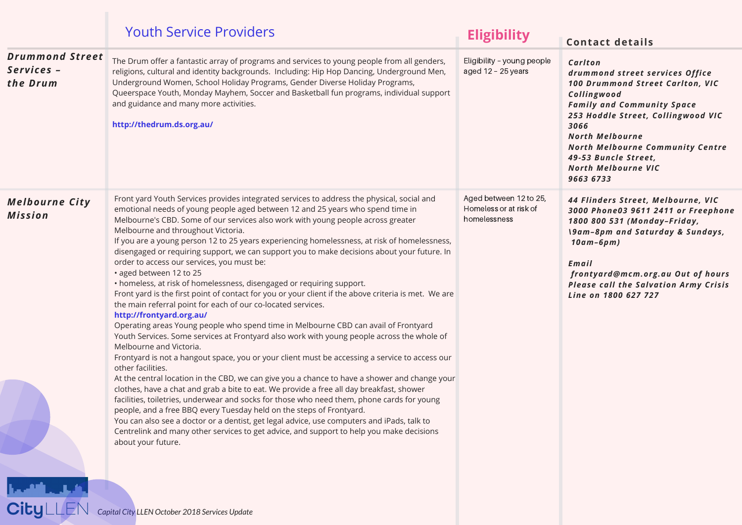| | Youth Service Providers | Eligibility | Contact details |
|---|---|---|---|
| ***Drummond Street Services – the Drum*** | The Drum offer a fantastic array of programs and services to young people from all genders, religions, cultural and identity backgrounds. Including: Hip Hop Dancing, Underground Men, Underground Women, School Holiday Programs, Gender Diverse Holiday Programs, Queerspace Youth, Monday Mayhem, Soccer and Basketball fun programs, individual support and guidance and many more activities.<br><br>**http://thedrum.ds.org.au/** | Eligibility – young people aged 12 – 25 years | ***Carlton***<br>***drummond street services Office***<br>***100 Drummond Street Carlton, VIC***<br>***Collingwood***<br>***Family and Community Space***<br>***253 Hoddle Street, Collingwood VIC 3066***<br>***North Melbourne***<br>***North Melbourne Community Centre***<br>***49-53 Buncle Street,***<br>***North Melbourne VIC***<br>***9663 6733*** |
| ***Melbourne City Mission*** | Front yard Youth Services provides integrated services to address the physical, social and emotional needs of young people aged between 12 and 25 years who spend time in Melbourne's CBD. Some of our services also work with young people across greater Melbourne and throughout Victoria.<br>If you are a young person 12 to 25 years experiencing homelessness, at risk of homelessness, disengaged or requiring support, we can support you to make decisions about your future. In order to access our services, you must be:<br>• aged between 12 to 25<br>• homeless, at risk of homelessness, disengaged or requiring support.<br>Front yard is the first point of contact for you or your client if the above criteria is met. We are the main referral point for each of our co-located services.<br>**http://frontyard.org.au/**<br>Operating areas Young people who spend time in Melbourne CBD can avail of Frontyard Youth Services. Some services at Frontyard also work with young people across the whole of Melbourne and Victoria.<br>Frontyard is not a hangout space, you or your client must be accessing a service to access our other facilities.<br>At the central location in the CBD, we can give you a chance to have a shower and change your clothes, have a chat and grab a bite to eat. We provide a free all day breakfast, shower facilities, toiletries, underwear and socks for those who need them, phone cards for young people, and a free BBQ every Tuesday held on the steps of Frontyard.<br>You can also see a doctor or a dentist, get legal advice, use computers and iPads, talk to Centrelink and many other services to get advice, and support to help you make decisions about your future. | Aged between 12 to 25, Homeless or at risk of homelessness | ***44 Flinders Street, Melbourne, VIC 3000 Phone03 9611 2411 or Freephone 1800 800 531 (Monday–Friday, \9am–8pm and Saturday & Sundays, 10am–6pm)***<br><br>***Email***<br>***frontyard@mcm.org.au Out of hours Please call the Salvation Army Crisis Line on 1800 627 727*** |

*Capital City LLEN October 2018 Services Update*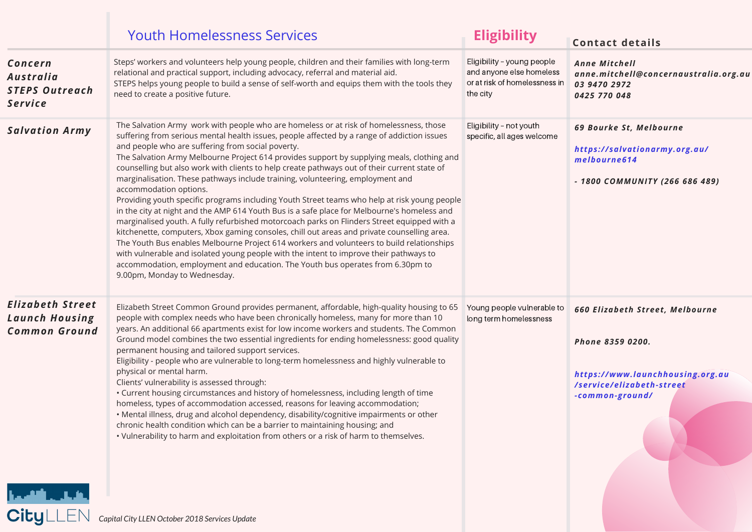| | Youth Homelessness Services | Eligibility | Contact details |
|---|---|---|---|
| ***Concern Australia STEPS Outreach Service*** | Steps' workers and volunteers help young people, children and their families with long-term relational and practical support, including advocacy, referral and material aid.<br>STEPS helps young people to build a sense of self-worth and equips them with the tools they need to create a positive future. | Eligibility – young people and anyone else homeless or at risk of homelessness in the city | ***Anne Mitchell***<br>***anne.mitchell@concernaustralia.org.au***<br>***03 9470 2972***<br>***0425 770 048*** |
| ***Salvation Army*** | The Salvation Army work with people who are homeless or at risk of homelessness, those suffering from serious mental health issues, people affected by a range of addiction issues and people who are suffering from social poverty.<br>The Salvation Army Melbourne Project 614 provides support by supplying meals, clothing and counselling but also work with clients to help create pathways out of their current state of marginalisation. These pathways include training, volunteering, employment and accommodation options.<br>Providing youth specific programs including Youth Street teams who help at risk young people in the city at night and the AMP 614 Youth Bus is a safe place for Melbourne's homeless and marginalised youth. A fully refurbished motorcoach parks on Flinders Street equipped with a kitchenette, computers, Xbox gaming consoles, chill out areas and private counselling area. The Youth Bus enables Melbourne Project 614 workers and volunteers to build relationships with vulnerable and isolated young people with the intent to improve their pathways to accommodation, employment and education. The Youth bus operates from 6.30pm to 9.00pm, Monday to Wednesday. | Eligibility – not youth specific, all ages welcome | ***69 Bourke St, Melbourne***<br><br>***https://salvationarmy.org.au/melbourne614***<br><br>***- 1800 COMMUNITY (266 686 489)*** |
| ***Elizabeth Street Launch Housing Common Ground*** | Elizabeth Street Common Ground provides permanent, affordable, high-quality housing to 65 people with complex needs who have been chronically homeless, many for more than 10 years. An additional 66 apartments exist for low income workers and students. The Common Ground model combines the two essential ingredients for ending homelessness: good quality permanent housing and tailored support services.<br>Eligibility - people who are vulnerable to long-term homelessness and highly vulnerable to physical or mental harm.<br>Clients' vulnerability is assessed through:<br>• Current housing circumstances and history of homelessness, including length of time homeless, types of accommodation accessed, reasons for leaving accommodation;<br>• Mental illness, drug and alcohol dependency, disability/cognitive impairments or other chronic health condition which can be a barrier to maintaining housing; and<br>• Vulnerability to harm and exploitation from others or a risk of harm to themselves. | Young people vulnerable to long term homelessness | ***660 Elizabeth Street, Melbourne***<br><br>***Phone 8359 0200.***<br><br>***https://www.launchhousing.org.au/service/elizabeth-street-common-ground/*** |

CityLLEN

*Capital City LLEN October 2018 Services Update*